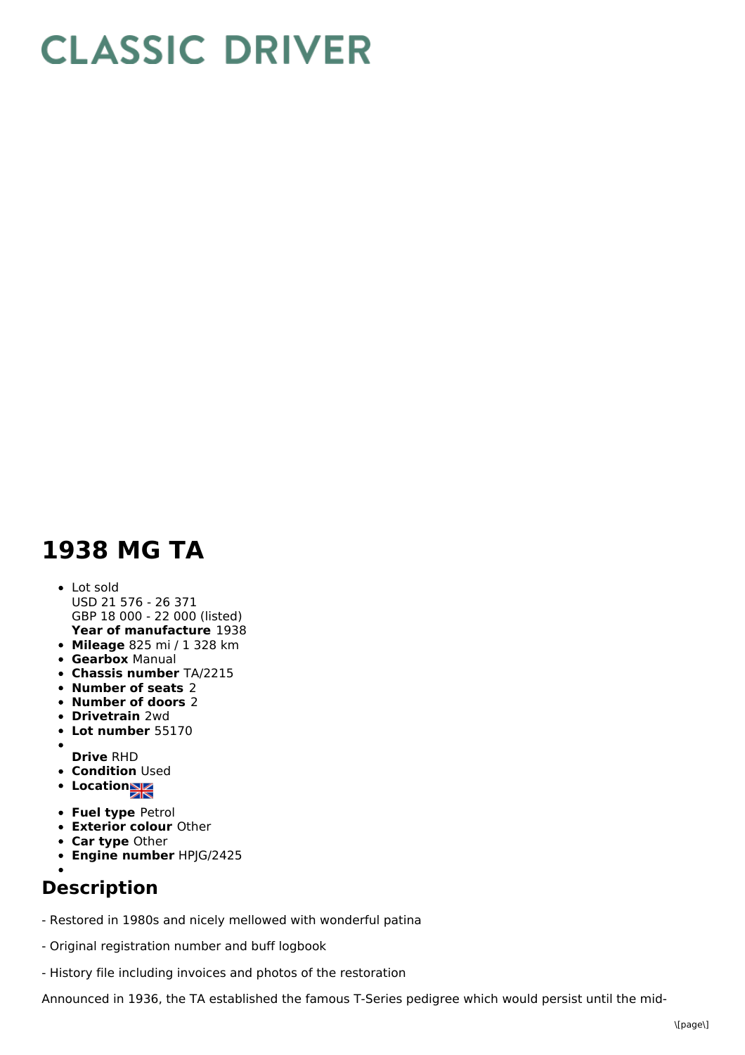# CLASSIC DRIVER

# 1938 MG TA

- Lot sold
  USD 21 576 - 26 371
  GBP 18 000 - 22 000 (listed)
  **Year of manufacture** 1938
- **Mileage** 825 mi / 1 328 km
- **Gearbox** Manual
- **Chassis number** TA/2215
- **Number of seats** 2
- **Number of doors** 2
- **Drivetrain** 2wd
- **Lot number** 55170
- **Drive** RHD
- **Condition** Used
- **Location**
- **Fuel type** Petrol
- **Exterior colour** Other
- **Car type** Other
- **Engine number** HPJG/2425

## Description

- Restored in 1980s and nicely mellowed with wonderful patina

- Original registration number and buff logbook

- History file including invoices and photos of the restoration

Announced in 1936, the TA established the famous T-Series pedigree which would persist until the mid-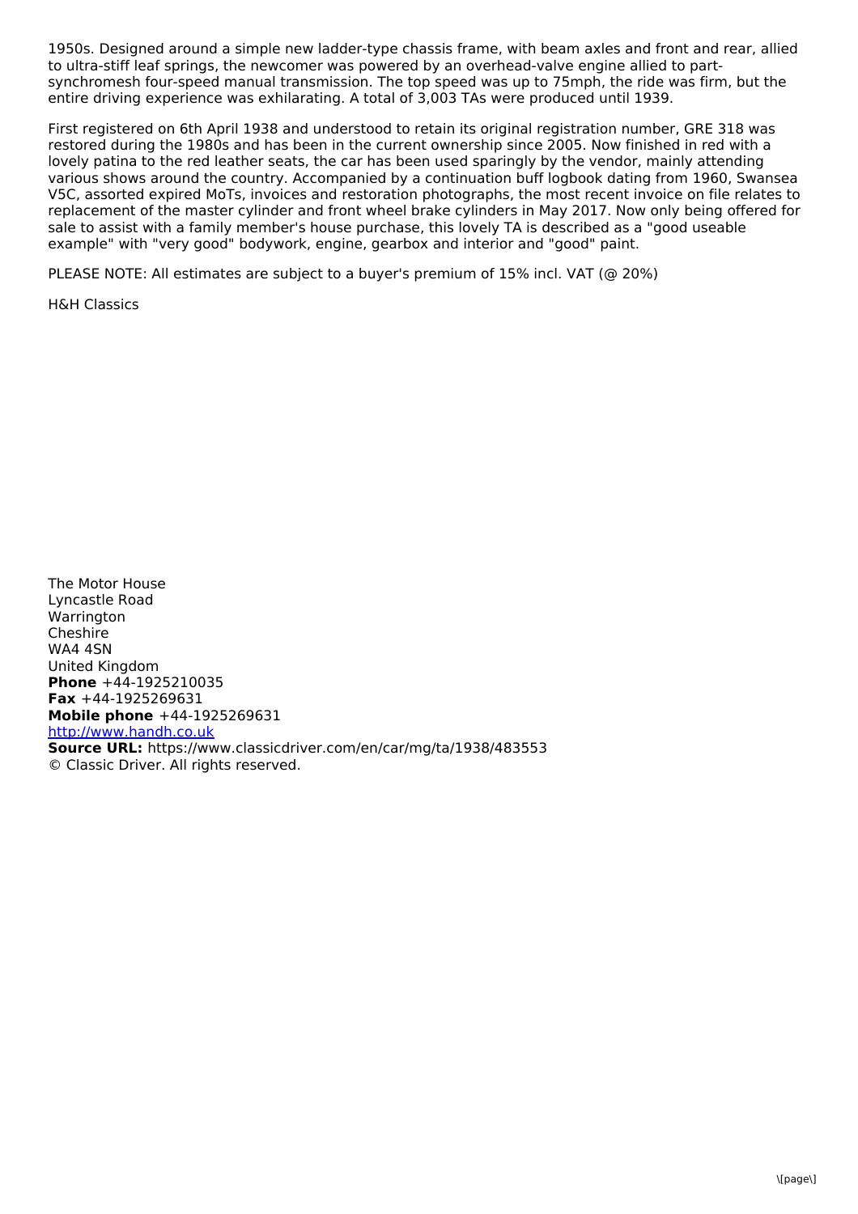1950s. Designed around a simple new ladder-type chassis frame, with beam axles and front and rear, allied to ultra-stiff leaf springs, the newcomer was powered by an overhead-valve engine allied to part-synchromesh four-speed manual transmission. The top speed was up to 75mph, the ride was firm, but the entire driving experience was exhilarating. A total of 3,003 TAs were produced until 1939.

First registered on 6th April 1938 and understood to retain its original registration number, GRE 318 was restored during the 1980s and has been in the current ownership since 2005. Now finished in red with a lovely patina to the red leather seats, the car has been used sparingly by the vendor, mainly attending various shows around the country. Accompanied by a continuation buff logbook dating from 1960, Swansea V5C, assorted expired MoTs, invoices and restoration photographs, the most recent invoice on file relates to replacement of the master cylinder and front wheel brake cylinders in May 2017. Now only being offered for sale to assist with a family member's house purchase, this lovely TA is described as a "good useable example" with "very good" bodywork, engine, gearbox and interior and "good" paint.

PLEASE NOTE: All estimates are subject to a buyer's premium of 15% incl. VAT (@ 20%)

H&H Classics

The Motor House
Lyncastle Road
Warrington
Cheshire
WA4 4SN
United Kingdom
**Phone** +44-1925210035
**Fax** +44-1925269631
**Mobile phone** +44-1925269631
http://www.handh.co.uk
**Source URL:** https://www.classicdriver.com/en/car/mg/ta/1938/483553
© Classic Driver. All rights reserved.